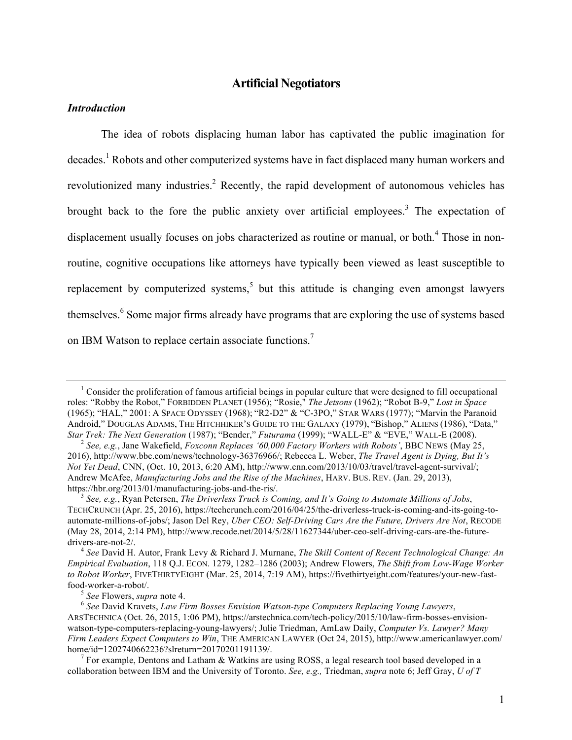# Artificial Negotiators

### *Introduction*

The idea of robots displacing human labor has captivated the public imagination for decades.[1] Robots and other computerized systems have in fact displaced many human workers and revolutionized many industries.[2] Recently, the rapid development of autonomous vehicles has brought back to the fore the public anxiety over artificial employees.[3] The expectation of displacement usually focuses on jobs characterized as routine or manual, or both.[4] Those in non-routine, cognitive occupations like attorneys have typically been viewed as least susceptible to replacement by computerized systems,[5] but this attitude is changing even amongst lawyers themselves.[6] Some major firms already have programs that are exploring the use of systems based on IBM Watson to replace certain associate functions.[7]

---

[1] Consider the proliferation of famous artificial beings in popular culture that were designed to fill occupational roles: "Robby the Robot," FORBIDDEN PLANET (1956); "Rosie," *The Jetsons* (1962); "Robot B-9," *Lost in Space* (1965); "HAL," 2001: A SPACE ODYSSEY (1968); "R2-D2" & "C-3PO," STAR WARS (1977); "Marvin the Paranoid Android," DOUGLAS ADAMS, THE HITCHHIKER'S GUIDE TO THE GALAXY (1979), "Bishop," ALIENS (1986), "Data," *Star Trek: The Next Generation* (1987); "Bender," *Futurama* (1999); "WALL-E" & "EVE," WALL-E (2008).

[2] *See, e.g.*, Jane Wakefield, *Foxconn Replaces '60,000 Factory Workers with Robots'*, BBC NEWS (May 25, 2016), http://www.bbc.com/news/technology-36376966/; Rebecca L. Weber, *The Travel Agent is Dying, But It's Not Yet Dead*, CNN, (Oct. 10, 2013, 6:20 AM), http://www.cnn.com/2013/10/03/travel/travel-agent-survival/; Andrew McAfee, *Manufacturing Jobs and the Rise of the Machines*, HARV. BUS. REV. (Jan. 29, 2013), https://hbr.org/2013/01/manufacturing-jobs-and-the-ris/.

[3] *See, e.g.*, Ryan Petersen, *The Driverless Truck is Coming, and It's Going to Automate Millions of Jobs*, TECHCRUNCH (Apr. 25, 2016), https://techcrunch.com/2016/04/25/the-driverless-truck-is-coming-and-its-going-to-automate-millions-of-jobs/; Jason Del Rey, *Uber CEO: Self-Driving Cars Are the Future, Drivers Are Not*, RECODE (May 28, 2014, 2:14 PM), http://www.recode.net/2014/5/28/11627344/uber-ceo-self-driving-cars-are-the-future-drivers-are-not-2/.

[4] *See* David H. Autor, Frank Levy & Richard J. Murnane, *The Skill Content of Recent Technological Change: An Empirical Evaluation*, 118 Q.J. ECON. 1279, 1282–1286 (2003); Andrew Flowers, *The Shift from Low-Wage Worker to Robot Worker*, FIVETHIRTYEIGHT (Mar. 25, 2014, 7:19 AM), https://fivethirtyeight.com/features/your-new-fast-food-worker-a-robot/.

[5] *See* Flowers, *supra* note 4.

[6] *See* David Kravets, *Law Firm Bosses Envision Watson-type Computers Replacing Young Lawyers*, ARSTECHNICA (Oct. 26, 2015, 1:06 PM), https://arstechnica.com/tech-policy/2015/10/law-firm-bosses-envision-watson-type-computers-replacing-young-lawyers/; Julie Triedman, AmLaw Daily, *Computer Vs. Lawyer? Many Firm Leaders Expect Computers to Win*, THE AMERICAN LAWYER (Oct 24, 2015), http://www.americanlawyer.com/home/id=1202740662236?slreturn=20170201191139/.

[7] For example, Dentons and Latham & Watkins are using ROSS, a legal research tool based developed in a collaboration between IBM and the University of Toronto. *See, e.g.,* Triedman, *supra* note 6; Jeff Gray, *U of T*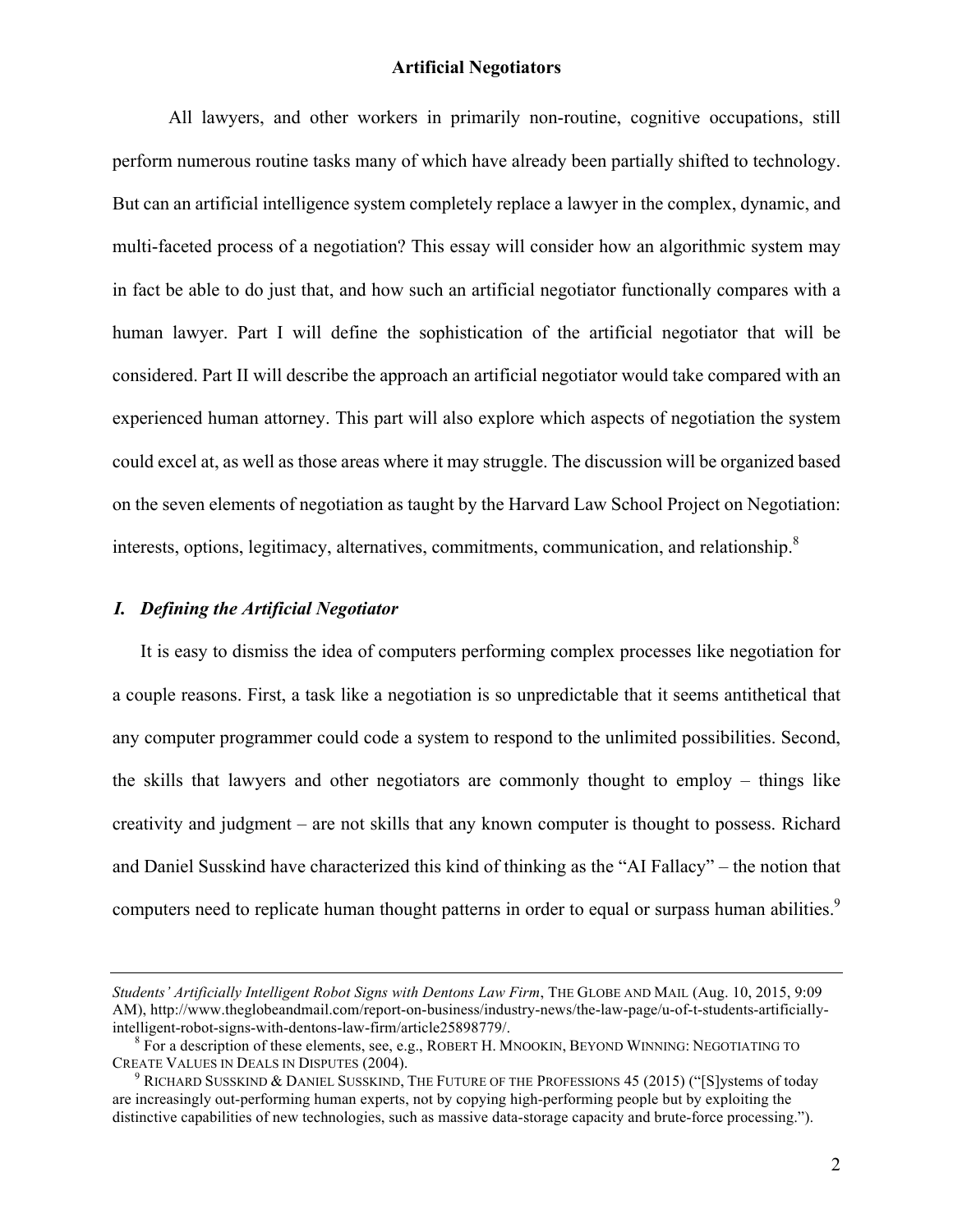All lawyers, and other workers in primarily non-routine, cognitive occupations, still perform numerous routine tasks many of which have already been partially shifted to technology. But can an artificial intelligence system completely replace a lawyer in the complex, dynamic, and multi-faceted process of a negotiation? This essay will consider how an algorithmic system may in fact be able to do just that, and how such an artificial negotiator functionally compares with a human lawyer. Part I will define the sophistication of the artificial negotiator that will be considered. Part II will describe the approach an artificial negotiator would take compared with an experienced human attorney. This part will also explore which aspects of negotiation the system could excel at, as well as those areas where it may struggle. The discussion will be organized based on the seven elements of negotiation as taught by the Harvard Law School Project on Negotiation: interests, options, legitimacy, alternatives, commitments, communication, and relationship.[8]

## *I. Defining the Artificial Negotiator*

It is easy to dismiss the idea of computers performing complex processes like negotiation for a couple reasons. First, a task like a negotiation is so unpredictable that it seems antithetical that any computer programmer could code a system to respond to the unlimited possibilities. Second, the skills that lawyers and other negotiators are commonly thought to employ – things like creativity and judgment – are not skills that any known computer is thought to possess. Richard and Daniel Susskind have characterized this kind of thinking as the "AI Fallacy" – the notion that computers need to replicate human thought patterns in order to equal or surpass human abilities.[9]

---

*Students' Artificially Intelligent Robot Signs with Dentons Law Firm*, THE GLOBE AND MAIL (Aug. 10, 2015, 9:09 AM), http://www.theglobeandmail.com/report-on-business/industry-news/the-law-page/u-of-t-students-artificially-intelligent-robot-signs-with-dentons-law-firm/article25898779/.

[8] For a description of these elements, see, e.g., ROBERT H. MNOOKIN, BEYOND WINNING: NEGOTIATING TO CREATE VALUES IN DEALS IN DISPUTES (2004).

[9] RICHARD SUSSKIND & DANIEL SUSSKIND, THE FUTURE OF THE PROFESSIONS 45 (2015) ("[S]ystems of today are increasingly out-performing human experts, not by copying high-performing people but by exploiting the distinctive capabilities of new technologies, such as massive data-storage capacity and brute-force processing.").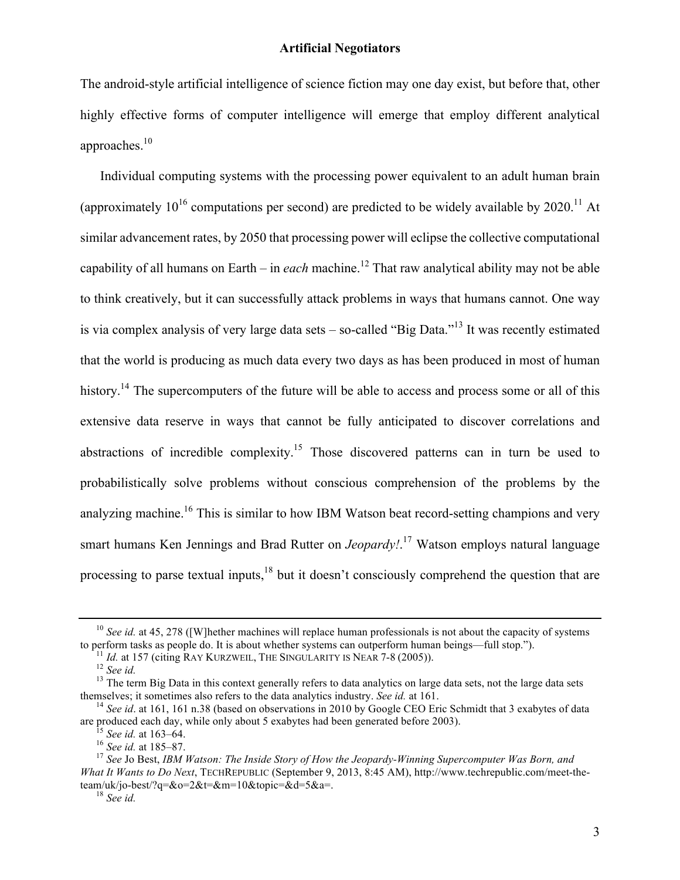The android-style artificial intelligence of science fiction may one day exist, but before that, other highly effective forms of computer intelligence will emerge that employ different analytical approaches.[10]

Individual computing systems with the processing power equivalent to an adult human brain (approximately $10^{16}$ computations per second) are predicted to be widely available by 2020.[11] At similar advancement rates, by 2050 that processing power will eclipse the collective computational capability of all humans on Earth – in *each* machine.[12] That raw analytical ability may not be able to think creatively, but it can successfully attack problems in ways that humans cannot. One way is via complex analysis of very large data sets – so-called "Big Data."[13] It was recently estimated that the world is producing as much data every two days as has been produced in most of human history.[14] The supercomputers of the future will be able to access and process some or all of this extensive data reserve in ways that cannot be fully anticipated to discover correlations and abstractions of incredible complexity.[15] Those discovered patterns can in turn be used to probabilistically solve problems without conscious comprehension of the problems by the analyzing machine.[16] This is similar to how IBM Watson beat record-setting champions and very smart humans Ken Jennings and Brad Rutter on *Jeopardy!*.[17] Watson employs natural language processing to parse textual inputs,[18] but it doesn't consciously comprehend the question that are

---

[10] *See id.* at 45, 278 ([W]hether machines will replace human professionals is not about the capacity of systems to perform tasks as people do. It is about whether systems can outperform human beings—full stop.").

[11] *Id.* at 157 (citing RAY KURZWEIL, THE SINGULARITY IS NEAR 7-8 (2005)).

[12] *See id.*

[13] The term Big Data in this context generally refers to data analytics on large data sets, not the large data sets themselves; it sometimes also refers to the data analytics industry. *See id.* at 161.

[14] *See id*. at 161, 161 n.38 (based on observations in 2010 by Google CEO Eric Schmidt that 3 exabytes of data are produced each day, while only about 5 exabytes had been generated before 2003).

[15] *See id.* at 163–64.

[16] *See id.* at 185–87.

[17] *See* Jo Best, *IBM Watson: The Inside Story of How the Jeopardy-Winning Supercomputer Was Born, and What It Wants to Do Next*, TECHREPUBLIC (September 9, 2013, 8:45 AM), http://www.techrepublic.com/meet-the-team/uk/jo-best/?q=&o=2&t=&m=10&topic=&d=5&a=.

[18] *See id.*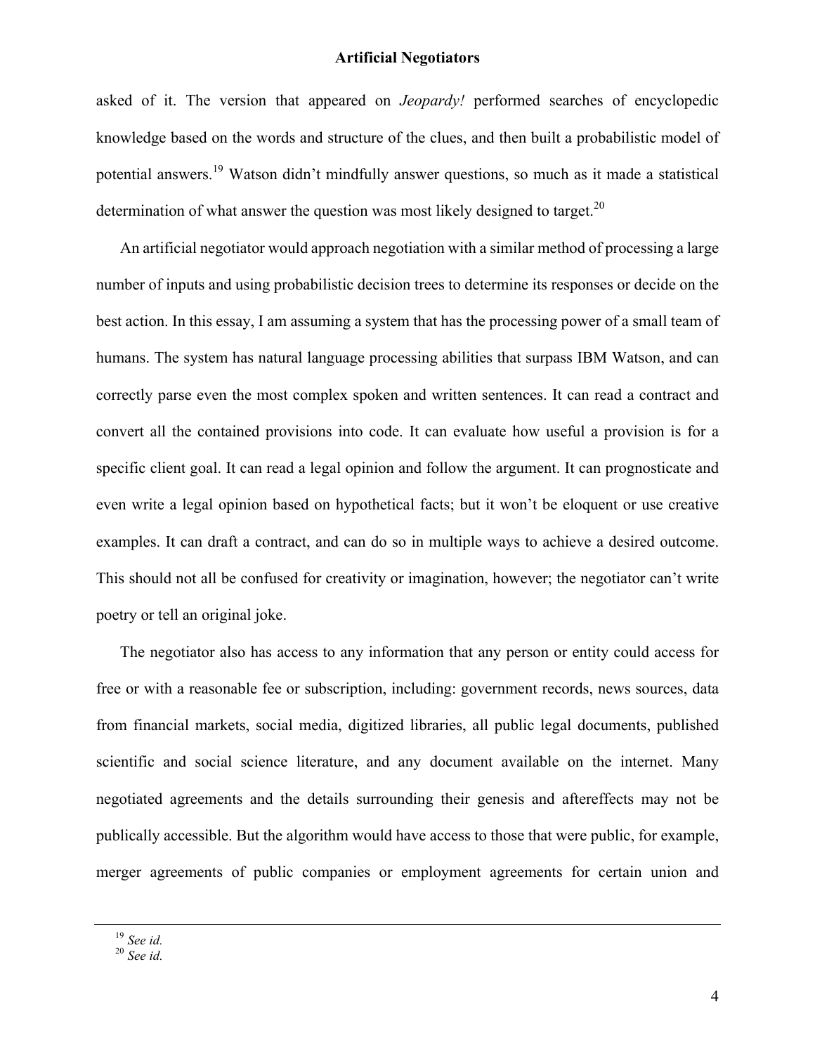asked of it. The version that appeared on *Jeopardy!* performed searches of encyclopedic knowledge based on the words and structure of the clues, and then built a probabilistic model of potential answers.[19] Watson didn't mindfully answer questions, so much as it made a statistical determination of what answer the question was most likely designed to target.[20]

An artificial negotiator would approach negotiation with a similar method of processing a large number of inputs and using probabilistic decision trees to determine its responses or decide on the best action. In this essay, I am assuming a system that has the processing power of a small team of humans. The system has natural language processing abilities that surpass IBM Watson, and can correctly parse even the most complex spoken and written sentences. It can read a contract and convert all the contained provisions into code. It can evaluate how useful a provision is for a specific client goal. It can read a legal opinion and follow the argument. It can prognosticate and even write a legal opinion based on hypothetical facts; but it won't be eloquent or use creative examples. It can draft a contract, and can do so in multiple ways to achieve a desired outcome. This should not all be confused for creativity or imagination, however; the negotiator can't write poetry or tell an original joke.

The negotiator also has access to any information that any person or entity could access for free or with a reasonable fee or subscription, including: government records, news sources, data from financial markets, social media, digitized libraries, all public legal documents, published scientific and social science literature, and any document available on the internet. Many negotiated agreements and the details surrounding their genesis and aftereffects may not be publically accessible. But the algorithm would have access to those that were public, for example, merger agreements of public companies or employment agreements for certain union and

---

[19] *See id.*
[20] *See id.*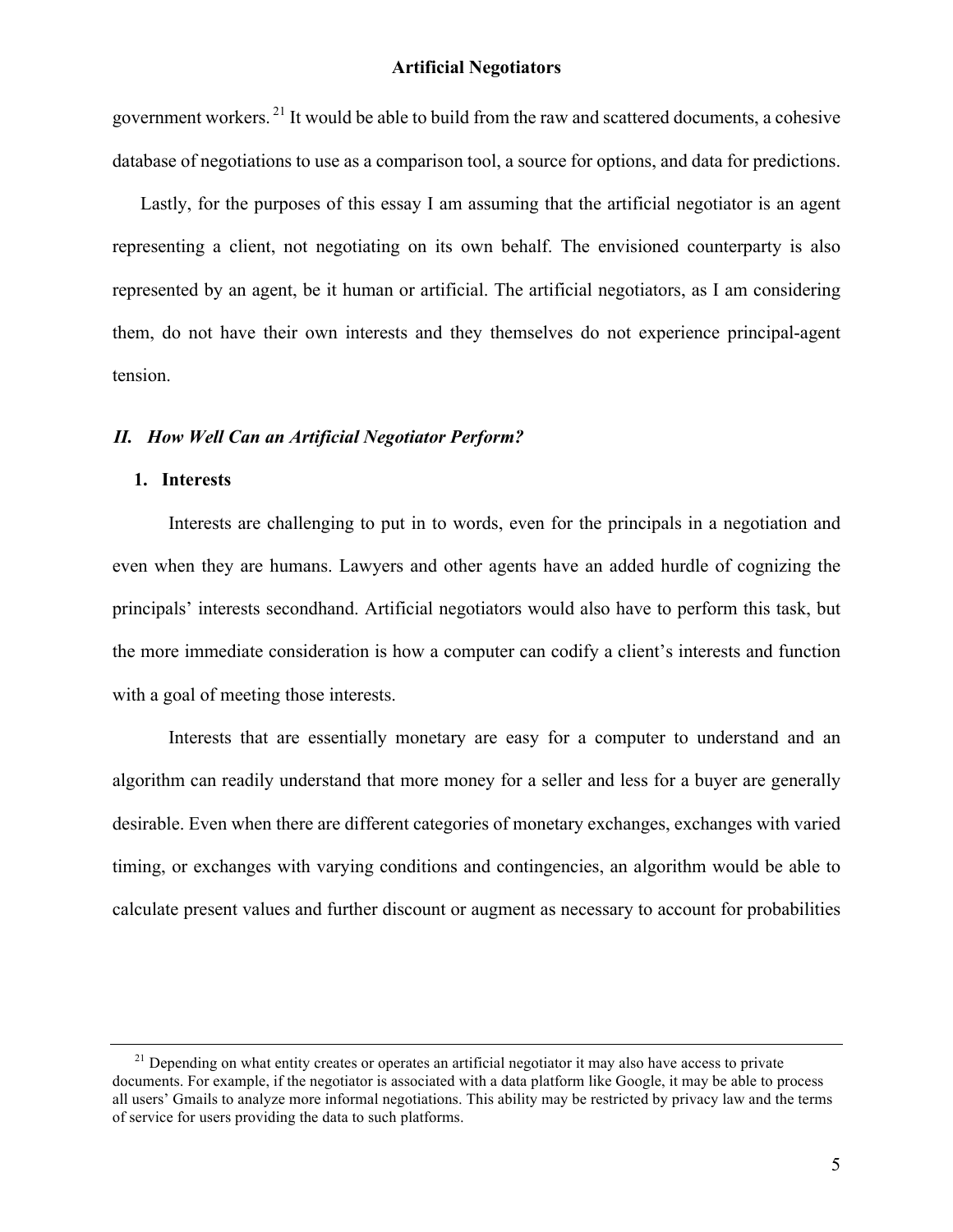government workers.[21] It would be able to build from the raw and scattered documents, a cohesive database of negotiations to use as a comparison tool, a source for options, and data for predictions.

Lastly, for the purposes of this essay I am assuming that the artificial negotiator is an agent representing a client, not negotiating on its own behalf. The envisioned counterparty is also represented by an agent, be it human or artificial. The artificial negotiators, as I am considering them, do not have their own interests and they themselves do not experience principal-agent tension.

## *II. How Well Can an Artificial Negotiator Perform?*

### 1. Interests

Interests are challenging to put in to words, even for the principals in a negotiation and even when they are humans. Lawyers and other agents have an added hurdle of cognizing the principals' interests secondhand. Artificial negotiators would also have to perform this task, but the more immediate consideration is how a computer can codify a client's interests and function with a goal of meeting those interests.

Interests that are essentially monetary are easy for a computer to understand and an algorithm can readily understand that more money for a seller and less for a buyer are generally desirable. Even when there are different categories of monetary exchanges, exchanges with varied timing, or exchanges with varying conditions and contingencies, an algorithm would be able to calculate present values and further discount or augment as necessary to account for probabilities

---

[21] Depending on what entity creates or operates an artificial negotiator it may also have access to private documents. For example, if the negotiator is associated with a data platform like Google, it may be able to process all users' Gmails to analyze more informal negotiations. This ability may be restricted by privacy law and the terms of service for users providing the data to such platforms.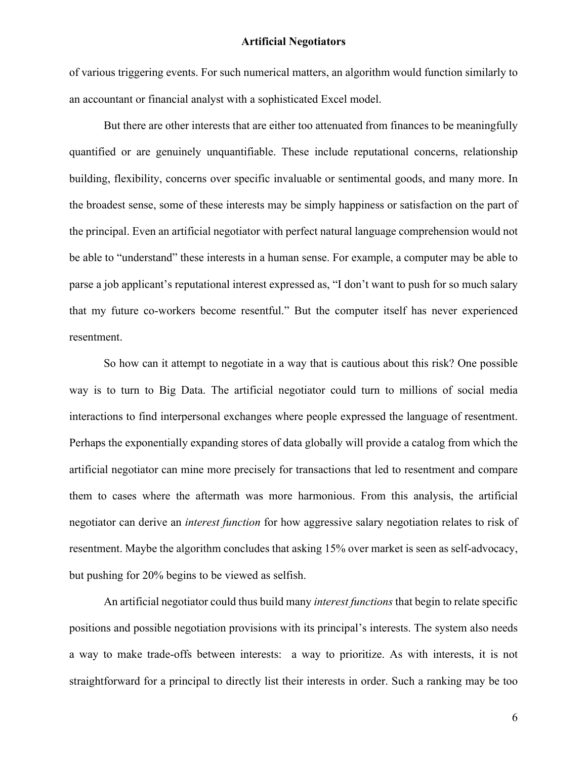of various triggering events. For such numerical matters, an algorithm would function similarly to an accountant or financial analyst with a sophisticated Excel model.

But there are other interests that are either too attenuated from finances to be meaningfully quantified or are genuinely unquantifiable. These include reputational concerns, relationship building, flexibility, concerns over specific invaluable or sentimental goods, and many more. In the broadest sense, some of these interests may be simply happiness or satisfaction on the part of the principal. Even an artificial negotiator with perfect natural language comprehension would not be able to "understand" these interests in a human sense. For example, a computer may be able to parse a job applicant's reputational interest expressed as, "I don't want to push for so much salary that my future co-workers become resentful." But the computer itself has never experienced resentment.

So how can it attempt to negotiate in a way that is cautious about this risk? One possible way is to turn to Big Data. The artificial negotiator could turn to millions of social media interactions to find interpersonal exchanges where people expressed the language of resentment. Perhaps the exponentially expanding stores of data globally will provide a catalog from which the artificial negotiator can mine more precisely for transactions that led to resentment and compare them to cases where the aftermath was more harmonious. From this analysis, the artificial negotiator can derive an *interest function* for how aggressive salary negotiation relates to risk of resentment. Maybe the algorithm concludes that asking 15% over market is seen as self-advocacy, but pushing for 20% begins to be viewed as selfish.

An artificial negotiator could thus build many *interest functions* that begin to relate specific positions and possible negotiation provisions with its principal's interests. The system also needs a way to make trade-offs between interests: a way to prioritize. As with interests, it is not straightforward for a principal to directly list their interests in order. Such a ranking may be too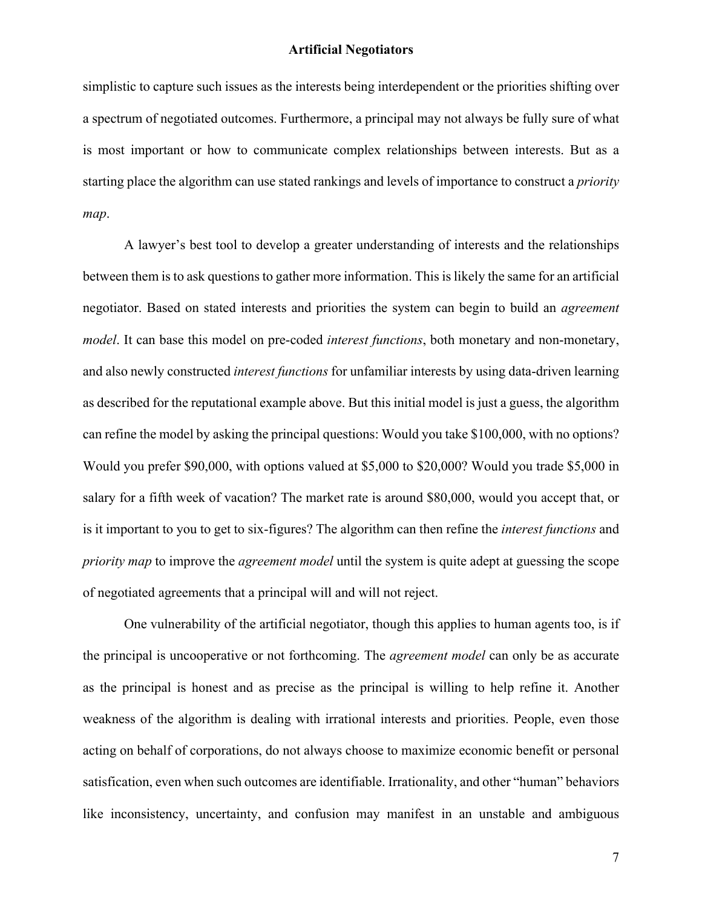simplistic to capture such issues as the interests being interdependent or the priorities shifting over a spectrum of negotiated outcomes. Furthermore, a principal may not always be fully sure of what is most important or how to communicate complex relationships between interests. But as a starting place the algorithm can use stated rankings and levels of importance to construct a *priority map*.

A lawyer's best tool to develop a greater understanding of interests and the relationships between them is to ask questions to gather more information. This is likely the same for an artificial negotiator. Based on stated interests and priorities the system can begin to build an *agreement model*. It can base this model on pre-coded *interest functions*, both monetary and non-monetary, and also newly constructed *interest functions* for unfamiliar interests by using data-driven learning as described for the reputational example above. But this initial model is just a guess, the algorithm can refine the model by asking the principal questions: Would you take $100,000, with no options? Would you prefer $90,000, with options valued at $5,000 to $20,000? Would you trade $5,000 in salary for a fifth week of vacation? The market rate is around $80,000, would you accept that, or is it important to you to get to six-figures? The algorithm can then refine the *interest functions* and *priority map* to improve the *agreement model* until the system is quite adept at guessing the scope of negotiated agreements that a principal will and will not reject.

One vulnerability of the artificial negotiator, though this applies to human agents too, is if the principal is uncooperative or not forthcoming. The *agreement model* can only be as accurate as the principal is honest and as precise as the principal is willing to help refine it. Another weakness of the algorithm is dealing with irrational interests and priorities. People, even those acting on behalf of corporations, do not always choose to maximize economic benefit or personal satisfication, even when such outcomes are identifiable. Irrationality, and other "human" behaviors like inconsistency, uncertainty, and confusion may manifest in an unstable and ambiguous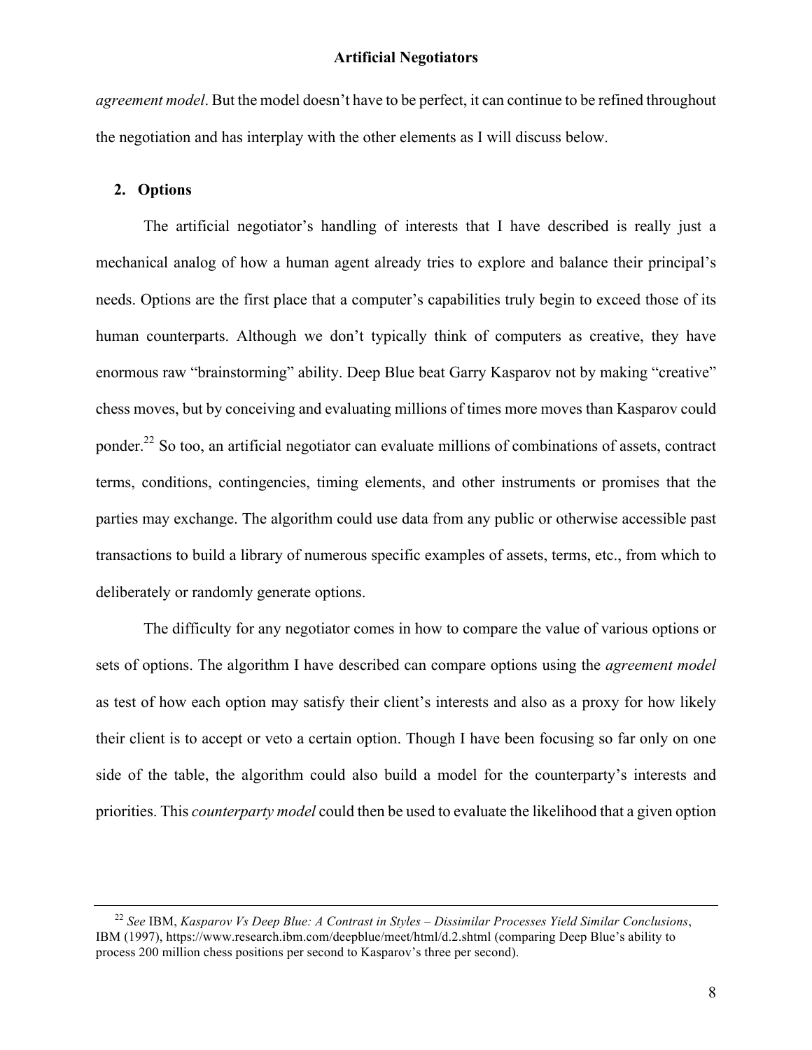*agreement model*. But the model doesn't have to be perfect, it can continue to be refined throughout the negotiation and has interplay with the other elements as I will discuss below.

### 2. Options

The artificial negotiator's handling of interests that I have described is really just a mechanical analog of how a human agent already tries to explore and balance their principal's needs. Options are the first place that a computer's capabilities truly begin to exceed those of its human counterparts. Although we don't typically think of computers as creative, they have enormous raw "brainstorming" ability. Deep Blue beat Garry Kasparov not by making "creative" chess moves, but by conceiving and evaluating millions of times more moves than Kasparov could ponder.[22] So too, an artificial negotiator can evaluate millions of combinations of assets, contract terms, conditions, contingencies, timing elements, and other instruments or promises that the parties may exchange. The algorithm could use data from any public or otherwise accessible past transactions to build a library of numerous specific examples of assets, terms, etc., from which to deliberately or randomly generate options.

The difficulty for any negotiator comes in how to compare the value of various options or sets of options. The algorithm I have described can compare options using the *agreement model* as test of how each option may satisfy their client's interests and also as a proxy for how likely their client is to accept or veto a certain option. Though I have been focusing so far only on one side of the table, the algorithm could also build a model for the counterparty's interests and priorities. This *counterparty model* could then be used to evaluate the likelihood that a given option

---

[22] *See* IBM, *Kasparov Vs Deep Blue: A Contrast in Styles – Dissimilar Processes Yield Similar Conclusions*, IBM (1997), https://www.research.ibm.com/deepblue/meet/html/d.2.shtml (comparing Deep Blue's ability to process 200 million chess positions per second to Kasparov's three per second).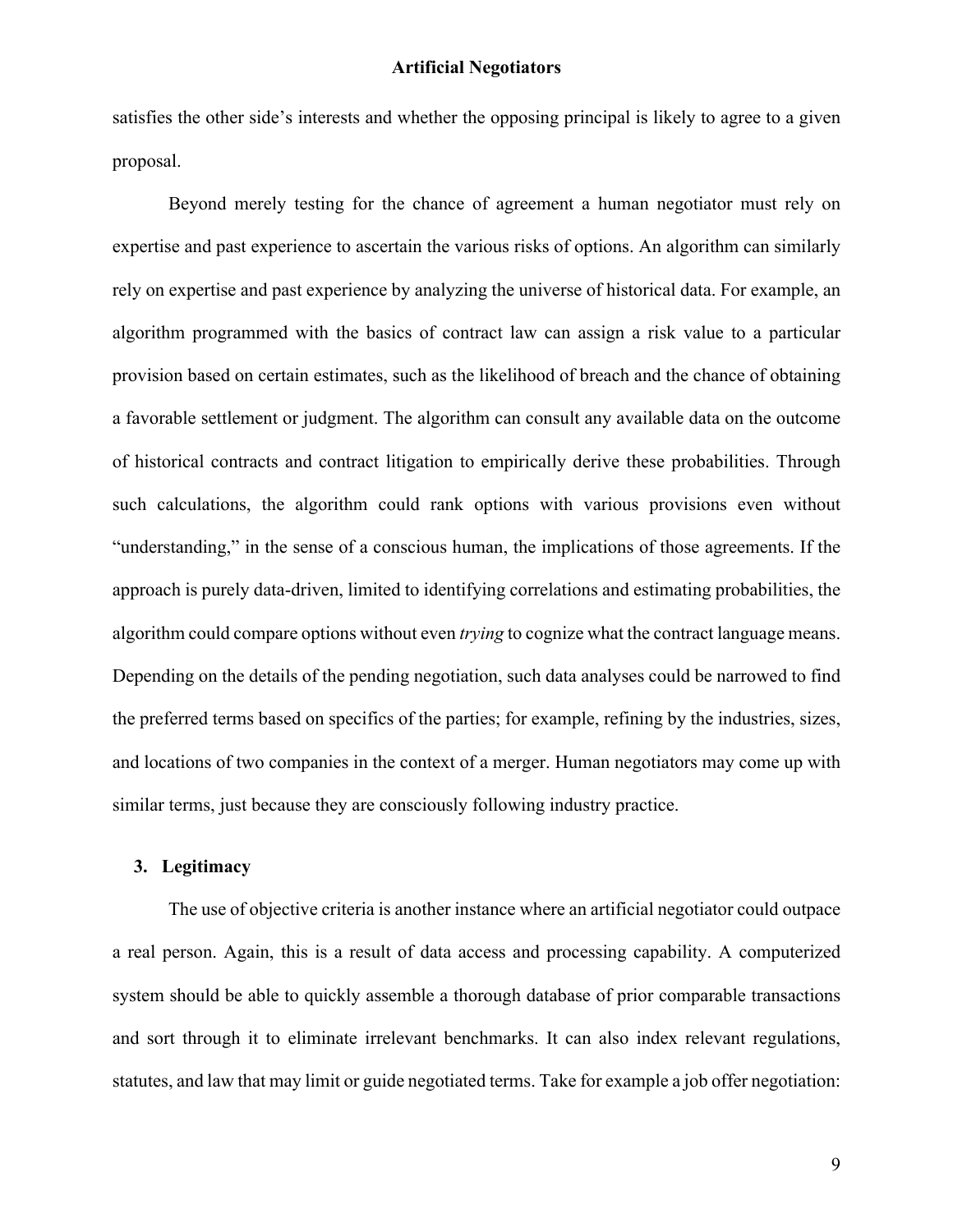satisfies the other side's interests and whether the opposing principal is likely to agree to a given proposal.

Beyond merely testing for the chance of agreement a human negotiator must rely on expertise and past experience to ascertain the various risks of options. An algorithm can similarly rely on expertise and past experience by analyzing the universe of historical data. For example, an algorithm programmed with the basics of contract law can assign a risk value to a particular provision based on certain estimates, such as the likelihood of breach and the chance of obtaining a favorable settlement or judgment. The algorithm can consult any available data on the outcome of historical contracts and contract litigation to empirically derive these probabilities. Through such calculations, the algorithm could rank options with various provisions even without "understanding," in the sense of a conscious human, the implications of those agreements. If the approach is purely data-driven, limited to identifying correlations and estimating probabilities, the algorithm could compare options without even *trying* to cognize what the contract language means. Depending on the details of the pending negotiation, such data analyses could be narrowed to find the preferred terms based on specifics of the parties; for example, refining by the industries, sizes, and locations of two companies in the context of a merger. Human negotiators may come up with similar terms, just because they are consciously following industry practice.

### 3. Legitimacy

The use of objective criteria is another instance where an artificial negotiator could outpace a real person. Again, this is a result of data access and processing capability. A computerized system should be able to quickly assemble a thorough database of prior comparable transactions and sort through it to eliminate irrelevant benchmarks. It can also index relevant regulations, statutes, and law that may limit or guide negotiated terms. Take for example a job offer negotiation: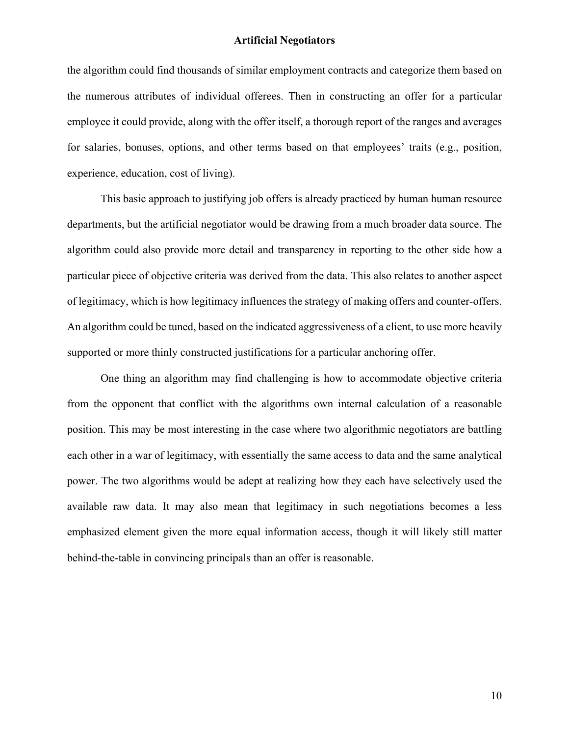the algorithm could find thousands of similar employment contracts and categorize them based on the numerous attributes of individual offerees. Then in constructing an offer for a particular employee it could provide, along with the offer itself, a thorough report of the ranges and averages for salaries, bonuses, options, and other terms based on that employees' traits (e.g., position, experience, education, cost of living).

This basic approach to justifying job offers is already practiced by human human resource departments, but the artificial negotiator would be drawing from a much broader data source. The algorithm could also provide more detail and transparency in reporting to the other side how a particular piece of objective criteria was derived from the data. This also relates to another aspect of legitimacy, which is how legitimacy influences the strategy of making offers and counter-offers. An algorithm could be tuned, based on the indicated aggressiveness of a client, to use more heavily supported or more thinly constructed justifications for a particular anchoring offer.

One thing an algorithm may find challenging is how to accommodate objective criteria from the opponent that conflict with the algorithms own internal calculation of a reasonable position. This may be most interesting in the case where two algorithmic negotiators are battling each other in a war of legitimacy, with essentially the same access to data and the same analytical power. The two algorithms would be adept at realizing how they each have selectively used the available raw data. It may also mean that legitimacy in such negotiations becomes a less emphasized element given the more equal information access, though it will likely still matter behind-the-table in convincing principals than an offer is reasonable.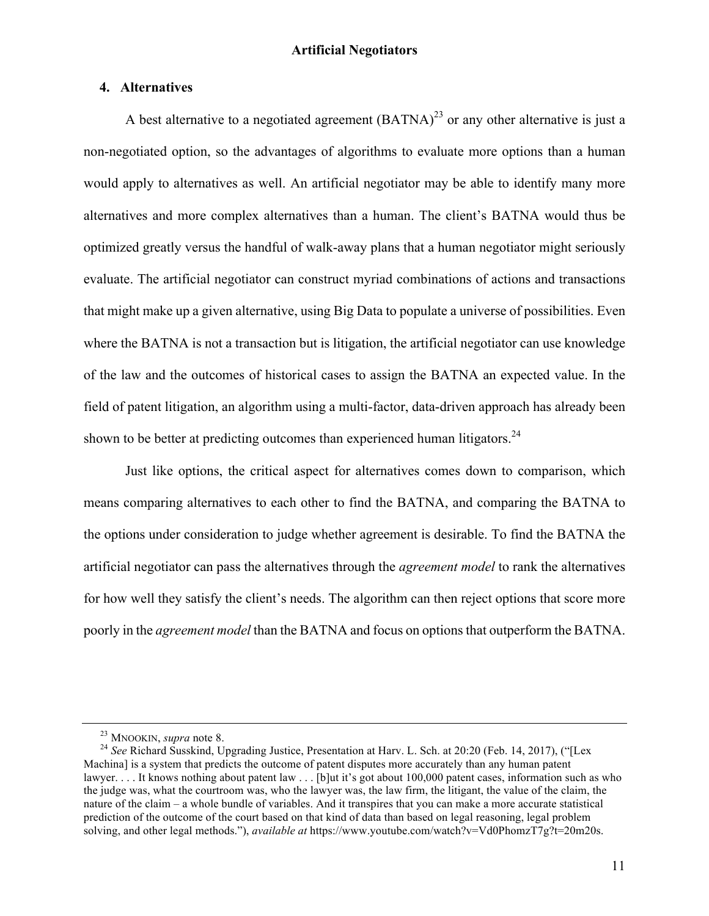### 4. Alternatives

A best alternative to a negotiated agreement (BATNA)[23] or any other alternative is just a non-negotiated option, so the advantages of algorithms to evaluate more options than a human would apply to alternatives as well. An artificial negotiator may be able to identify many more alternatives and more complex alternatives than a human. The client's BATNA would thus be optimized greatly versus the handful of walk-away plans that a human negotiator might seriously evaluate. The artificial negotiator can construct myriad combinations of actions and transactions that might make up a given alternative, using Big Data to populate a universe of possibilities. Even where the BATNA is not a transaction but is litigation, the artificial negotiator can use knowledge of the law and the outcomes of historical cases to assign the BATNA an expected value. In the field of patent litigation, an algorithm using a multi-factor, data-driven approach has already been shown to be better at predicting outcomes than experienced human litigators.[24]

Just like options, the critical aspect for alternatives comes down to comparison, which means comparing alternatives to each other to find the BATNA, and comparing the BATNA to the options under consideration to judge whether agreement is desirable. To find the BATNA the artificial negotiator can pass the alternatives through the *agreement model* to rank the alternatives for how well they satisfy the client's needs. The algorithm can then reject options that score more poorly in the *agreement model* than the BATNA and focus on options that outperform the BATNA.

---

[23] MNOOKIN, *supra* note 8.

[24] *See* Richard Susskind, Upgrading Justice, Presentation at Harv. L. Sch. at 20:20 (Feb. 14, 2017), ("[Lex Machina] is a system that predicts the outcome of patent disputes more accurately than any human patent lawyer. . . . It knows nothing about patent law . . . [b]ut it's got about 100,000 patent cases, information such as who the judge was, what the courtroom was, who the lawyer was, the law firm, the litigant, the value of the claim, the nature of the claim – a whole bundle of variables. And it transpires that you can make a more accurate statistical prediction of the outcome of the court based on that kind of data than based on legal reasoning, legal problem solving, and other legal methods."), *available at* https://www.youtube.com/watch?v=Vd0PhomzT7g?t=20m20s.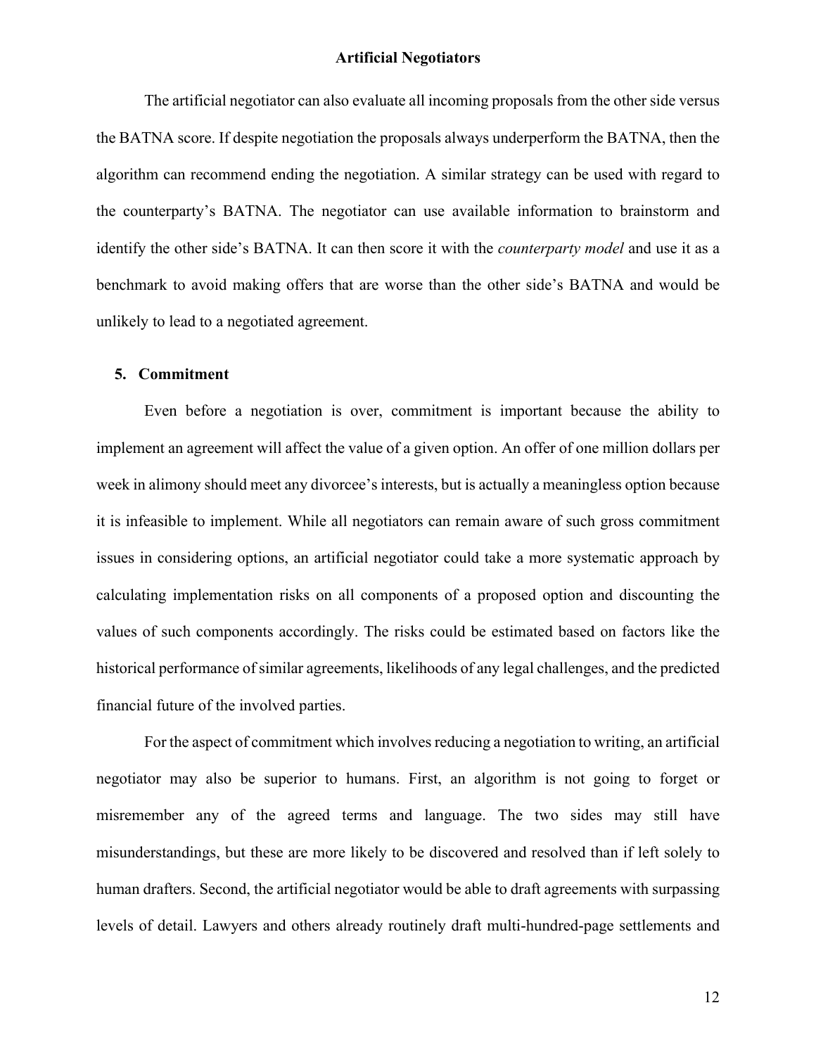The artificial negotiator can also evaluate all incoming proposals from the other side versus the BATNA score. If despite negotiation the proposals always underperform the BATNA, then the algorithm can recommend ending the negotiation. A similar strategy can be used with regard to the counterparty's BATNA. The negotiator can use available information to brainstorm and identify the other side's BATNA. It can then score it with the *counterparty model* and use it as a benchmark to avoid making offers that are worse than the other side's BATNA and would be unlikely to lead to a negotiated agreement.

## 5. Commitment

Even before a negotiation is over, commitment is important because the ability to implement an agreement will affect the value of a given option. An offer of one million dollars per week in alimony should meet any divorcee's interests, but is actually a meaningless option because it is infeasible to implement. While all negotiators can remain aware of such gross commitment issues in considering options, an artificial negotiator could take a more systematic approach by calculating implementation risks on all components of a proposed option and discounting the values of such components accordingly. The risks could be estimated based on factors like the historical performance of similar agreements, likelihoods of any legal challenges, and the predicted financial future of the involved parties.

For the aspect of commitment which involves reducing a negotiation to writing, an artificial negotiator may also be superior to humans. First, an algorithm is not going to forget or misremember any of the agreed terms and language. The two sides may still have misunderstandings, but these are more likely to be discovered and resolved than if left solely to human drafters. Second, the artificial negotiator would be able to draft agreements with surpassing levels of detail. Lawyers and others already routinely draft multi-hundred-page settlements and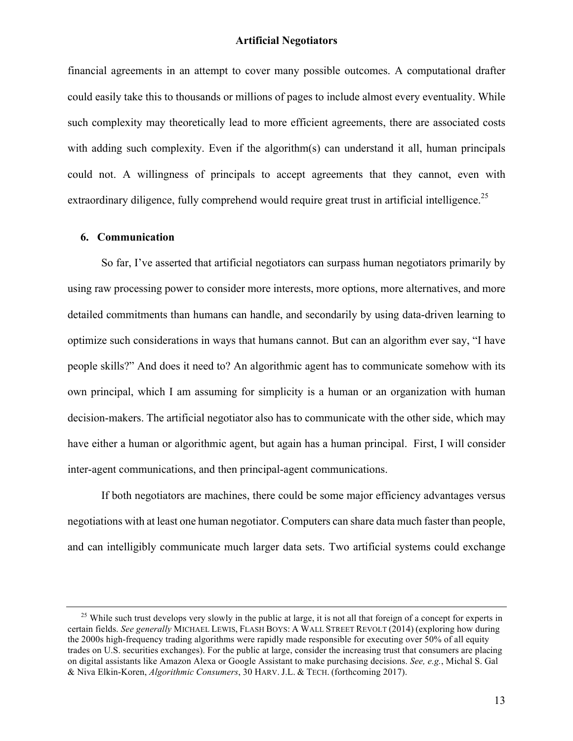financial agreements in an attempt to cover many possible outcomes. A computational drafter could easily take this to thousands or millions of pages to include almost every eventuality. While such complexity may theoretically lead to more efficient agreements, there are associated costs with adding such complexity. Even if the algorithm(s) can understand it all, human principals could not. A willingness of principals to accept agreements that they cannot, even with extraordinary diligence, fully comprehend would require great trust in artificial intelligence.[25]

### 6. Communication

So far, I've asserted that artificial negotiators can surpass human negotiators primarily by using raw processing power to consider more interests, more options, more alternatives, and more detailed commitments than humans can handle, and secondarily by using data-driven learning to optimize such considerations in ways that humans cannot. But can an algorithm ever say, "I have people skills?" And does it need to? An algorithmic agent has to communicate somehow with its own principal, which I am assuming for simplicity is a human or an organization with human decision-makers. The artificial negotiator also has to communicate with the other side, which may have either a human or algorithmic agent, but again has a human principal. First, I will consider inter-agent communications, and then principal-agent communications.

If both negotiators are machines, there could be some major efficiency advantages versus negotiations with at least one human negotiator. Computers can share data much faster than people, and can intelligibly communicate much larger data sets. Two artificial systems could exchange

---

[25] While such trust develops very slowly in the public at large, it is not all that foreign of a concept for experts in certain fields. *See generally* MICHAEL LEWIS, FLASH BOYS: A WALL STREET REVOLT (2014) (exploring how during the 2000s high-frequency trading algorithms were rapidly made responsible for executing over 50% of all equity trades on U.S. securities exchanges). For the public at large, consider the increasing trust that consumers are placing on digital assistants like Amazon Alexa or Google Assistant to make purchasing decisions. *See, e.g.*, Michal S. Gal & Niva Elkin-Koren, *Algorithmic Consumers*, 30 HARV. J.L. & TECH. (forthcoming 2017).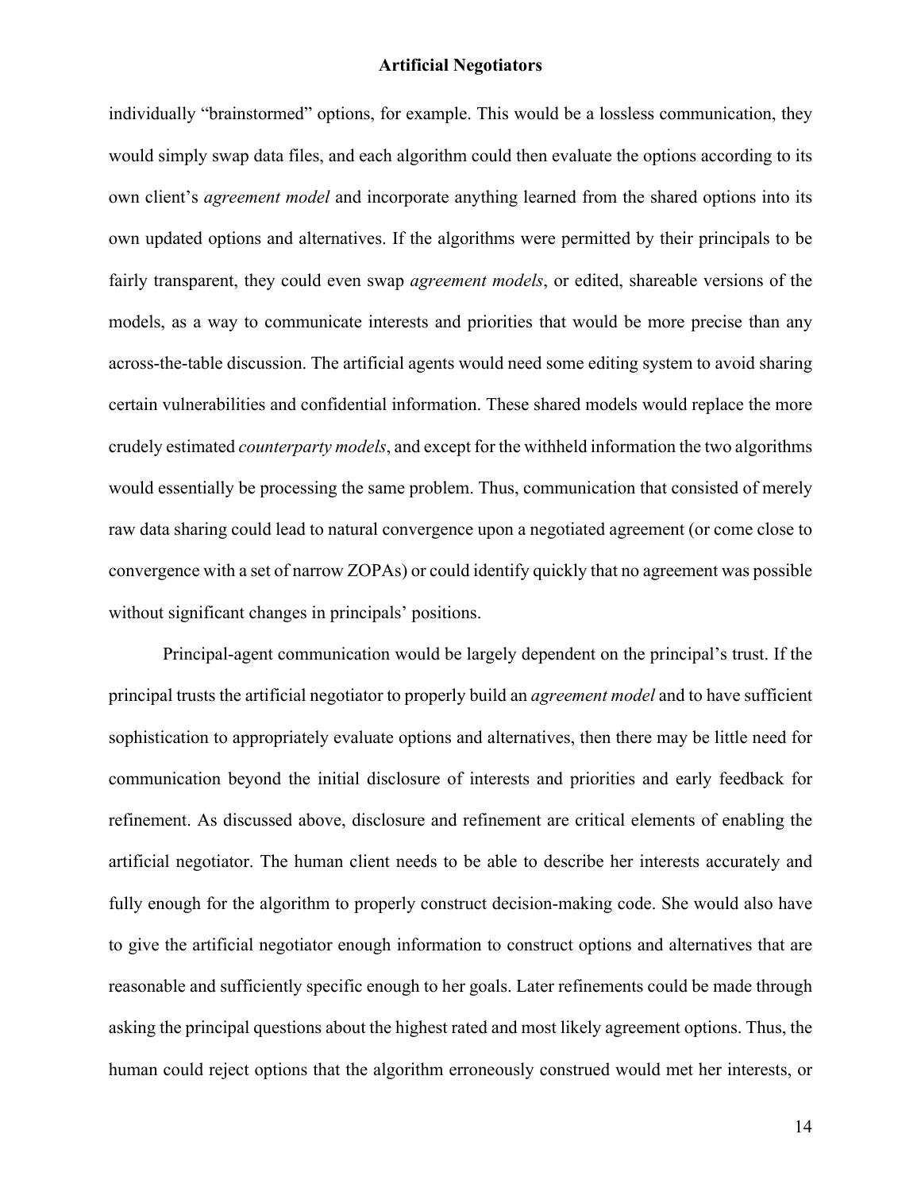individually "brainstormed" options, for example. This would be a lossless communication, they would simply swap data files, and each algorithm could then evaluate the options according to its own client's *agreement model* and incorporate anything learned from the shared options into its own updated options and alternatives. If the algorithms were permitted by their principals to be fairly transparent, they could even swap *agreement models*, or edited, shareable versions of the models, as a way to communicate interests and priorities that would be more precise than any across-the-table discussion. The artificial agents would need some editing system to avoid sharing certain vulnerabilities and confidential information. These shared models would replace the more crudely estimated *counterparty models*, and except for the withheld information the two algorithms would essentially be processing the same problem. Thus, communication that consisted of merely raw data sharing could lead to natural convergence upon a negotiated agreement (or come close to convergence with a set of narrow ZOPAs) or could identify quickly that no agreement was possible without significant changes in principals' positions.

Principal-agent communication would be largely dependent on the principal's trust. If the principal trusts the artificial negotiator to properly build an *agreement model* and to have sufficient sophistication to appropriately evaluate options and alternatives, then there may be little need for communication beyond the initial disclosure of interests and priorities and early feedback for refinement. As discussed above, disclosure and refinement are critical elements of enabling the artificial negotiator. The human client needs to be able to describe her interests accurately and fully enough for the algorithm to properly construct decision-making code. She would also have to give the artificial negotiator enough information to construct options and alternatives that are reasonable and sufficiently specific enough to her goals. Later refinements could be made through asking the principal questions about the highest rated and most likely agreement options. Thus, the human could reject options that the algorithm erroneously construed would met her interests, or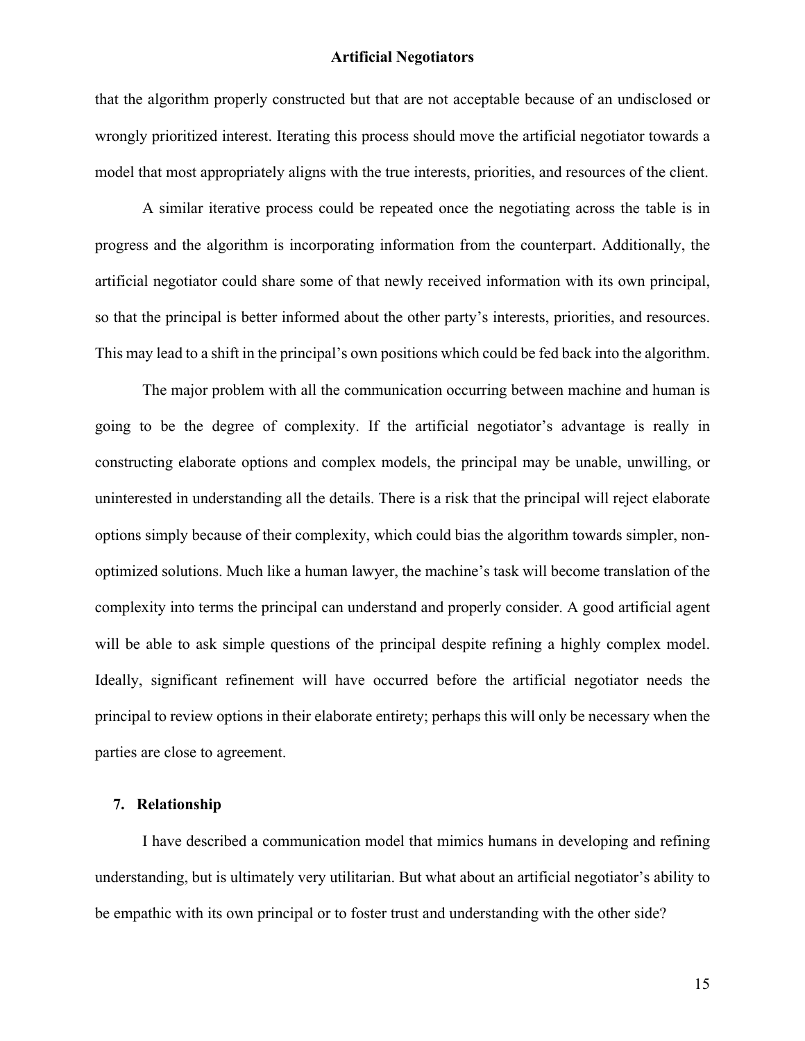that the algorithm properly constructed but that are not acceptable because of an undisclosed or wrongly prioritized interest. Iterating this process should move the artificial negotiator towards a model that most appropriately aligns with the true interests, priorities, and resources of the client.

A similar iterative process could be repeated once the negotiating across the table is in progress and the algorithm is incorporating information from the counterpart. Additionally, the artificial negotiator could share some of that newly received information with its own principal, so that the principal is better informed about the other party's interests, priorities, and resources. This may lead to a shift in the principal's own positions which could be fed back into the algorithm.

The major problem with all the communication occurring between machine and human is going to be the degree of complexity. If the artificial negotiator's advantage is really in constructing elaborate options and complex models, the principal may be unable, unwilling, or uninterested in understanding all the details. There is a risk that the principal will reject elaborate options simply because of their complexity, which could bias the algorithm towards simpler, non-optimized solutions. Much like a human lawyer, the machine's task will become translation of the complexity into terms the principal can understand and properly consider. A good artificial agent will be able to ask simple questions of the principal despite refining a highly complex model. Ideally, significant refinement will have occurred before the artificial negotiator needs the principal to review options in their elaborate entirety; perhaps this will only be necessary when the parties are close to agreement.

## 7. Relationship

I have described a communication model that mimics humans in developing and refining understanding, but is ultimately very utilitarian. But what about an artificial negotiator's ability to be empathic with its own principal or to foster trust and understanding with the other side?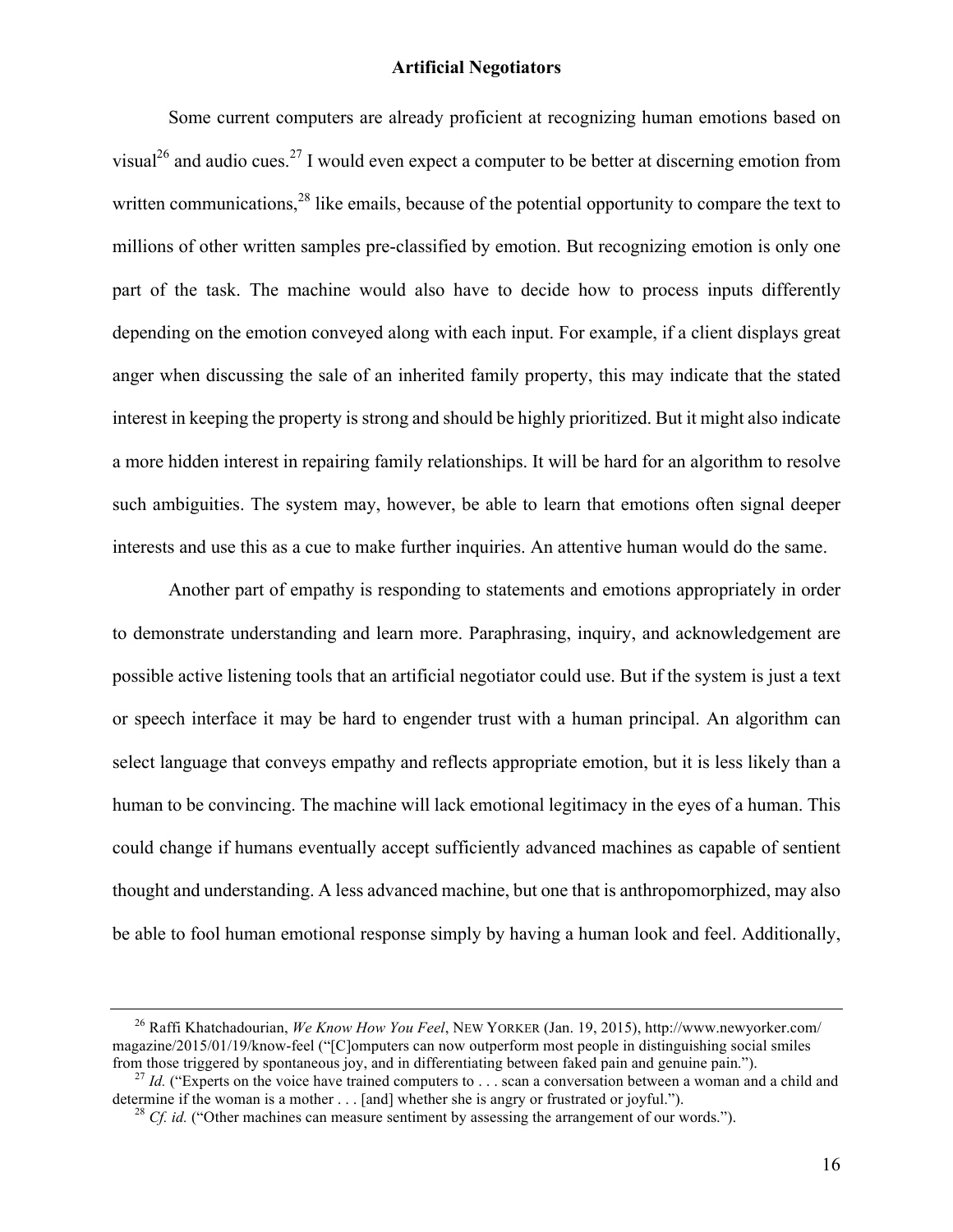Some current computers are already proficient at recognizing human emotions based on visual[26] and audio cues.[27] I would even expect a computer to be better at discerning emotion from written communications,[28] like emails, because of the potential opportunity to compare the text to millions of other written samples pre-classified by emotion. But recognizing emotion is only one part of the task. The machine would also have to decide how to process inputs differently depending on the emotion conveyed along with each input. For example, if a client displays great anger when discussing the sale of an inherited family property, this may indicate that the stated interest in keeping the property is strong and should be highly prioritized. But it might also indicate a more hidden interest in repairing family relationships. It will be hard for an algorithm to resolve such ambiguities. The system may, however, be able to learn that emotions often signal deeper interests and use this as a cue to make further inquiries. An attentive human would do the same.

Another part of empathy is responding to statements and emotions appropriately in order to demonstrate understanding and learn more. Paraphrasing, inquiry, and acknowledgement are possible active listening tools that an artificial negotiator could use. But if the system is just a text or speech interface it may be hard to engender trust with a human principal. An algorithm can select language that conveys empathy and reflects appropriate emotion, but it is less likely than a human to be convincing. The machine will lack emotional legitimacy in the eyes of a human. This could change if humans eventually accept sufficiently advanced machines as capable of sentient thought and understanding. A less advanced machine, but one that is anthropomorphized, may also be able to fool human emotional response simply by having a human look and feel. Additionally,

---

[26] Raffi Khatchadourian, *We Know How You Feel*, NEW YORKER (Jan. 19, 2015), http://www.newyorker.com/magazine/2015/01/19/know-feel ("[C]omputers can now outperform most people in distinguishing social smiles from those triggered by spontaneous joy, and in differentiating between faked pain and genuine pain.").

[27] *Id.* ("Experts on the voice have trained computers to . . . scan a conversation between a woman and a child and determine if the woman is a mother . . . [and] whether she is angry or frustrated or joyful.").

[28] *Cf. id.* ("Other machines can measure sentiment by assessing the arrangement of our words.").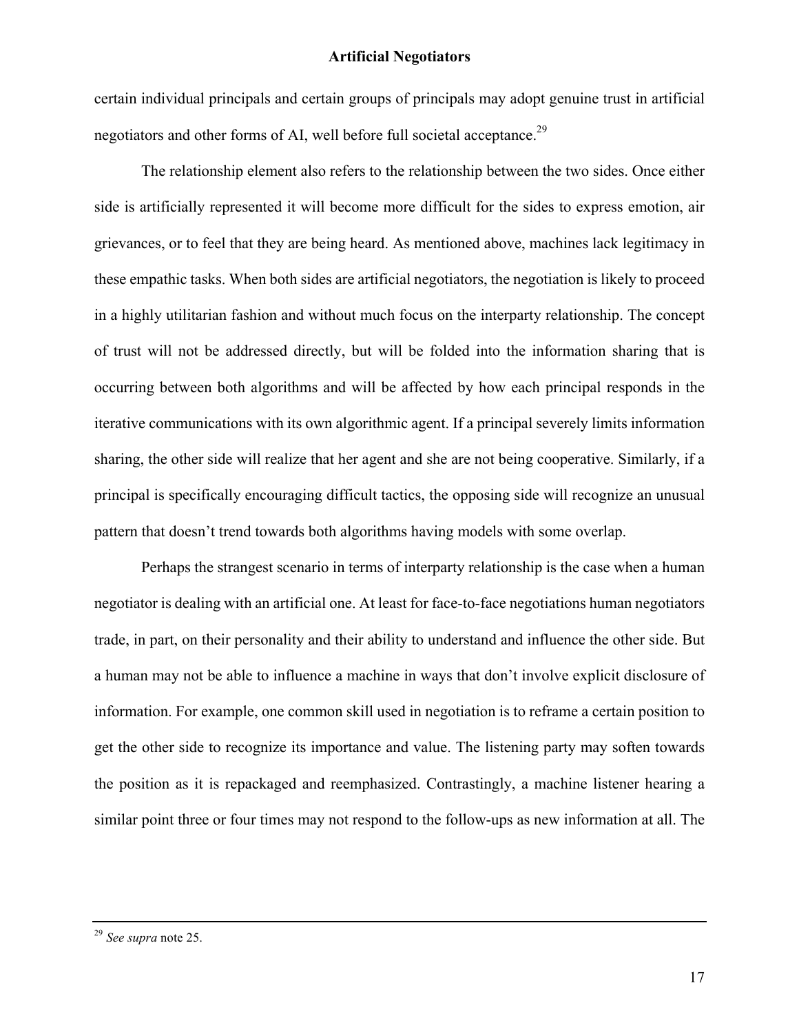certain individual principals and certain groups of principals may adopt genuine trust in artificial negotiators and other forms of AI, well before full societal acceptance.[29]

The relationship element also refers to the relationship between the two sides. Once either side is artificially represented it will become more difficult for the sides to express emotion, air grievances, or to feel that they are being heard. As mentioned above, machines lack legitimacy in these empathic tasks. When both sides are artificial negotiators, the negotiation is likely to proceed in a highly utilitarian fashion and without much focus on the interparty relationship. The concept of trust will not be addressed directly, but will be folded into the information sharing that is occurring between both algorithms and will be affected by how each principal responds in the iterative communications with its own algorithmic agent. If a principal severely limits information sharing, the other side will realize that her agent and she are not being cooperative. Similarly, if a principal is specifically encouraging difficult tactics, the opposing side will recognize an unusual pattern that doesn't trend towards both algorithms having models with some overlap.

Perhaps the strangest scenario in terms of interparty relationship is the case when a human negotiator is dealing with an artificial one. At least for face-to-face negotiations human negotiators trade, in part, on their personality and their ability to understand and influence the other side. But a human may not be able to influence a machine in ways that don't involve explicit disclosure of information. For example, one common skill used in negotiation is to reframe a certain position to get the other side to recognize its importance and value. The listening party may soften towards the position as it is repackaged and reemphasized. Contrastingly, a machine listener hearing a similar point three or four times may not respond to the follow-ups as new information at all. The

---

[29] *See supra* note 25.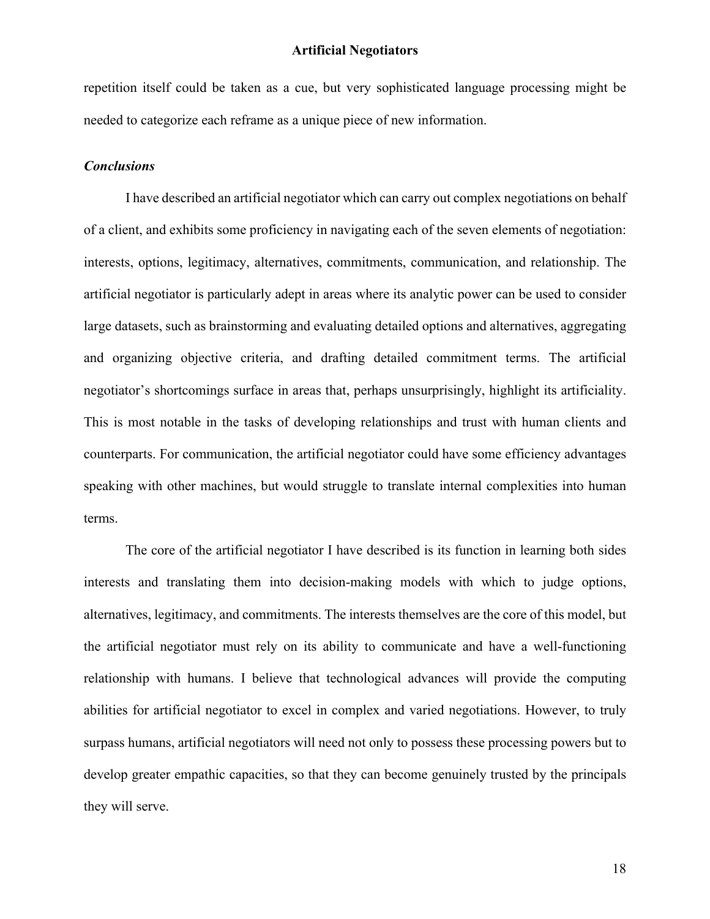repetition itself could be taken as a cue, but very sophisticated language processing might be needed to categorize each reframe as a unique piece of new information.

### *Conclusions*

I have described an artificial negotiator which can carry out complex negotiations on behalf of a client, and exhibits some proficiency in navigating each of the seven elements of negotiation: interests, options, legitimacy, alternatives, commitments, communication, and relationship. The artificial negotiator is particularly adept in areas where its analytic power can be used to consider large datasets, such as brainstorming and evaluating detailed options and alternatives, aggregating and organizing objective criteria, and drafting detailed commitment terms. The artificial negotiator's shortcomings surface in areas that, perhaps unsurprisingly, highlight its artificiality. This is most notable in the tasks of developing relationships and trust with human clients and counterparts. For communication, the artificial negotiator could have some efficiency advantages speaking with other machines, but would struggle to translate internal complexities into human terms.

The core of the artificial negotiator I have described is its function in learning both sides interests and translating them into decision-making models with which to judge options, alternatives, legitimacy, and commitments. The interests themselves are the core of this model, but the artificial negotiator must rely on its ability to communicate and have a well-functioning relationship with humans. I believe that technological advances will provide the computing abilities for artificial negotiator to excel in complex and varied negotiations. However, to truly surpass humans, artificial negotiators will need not only to possess these processing powers but to develop greater empathic capacities, so that they can become genuinely trusted by the principals they will serve.